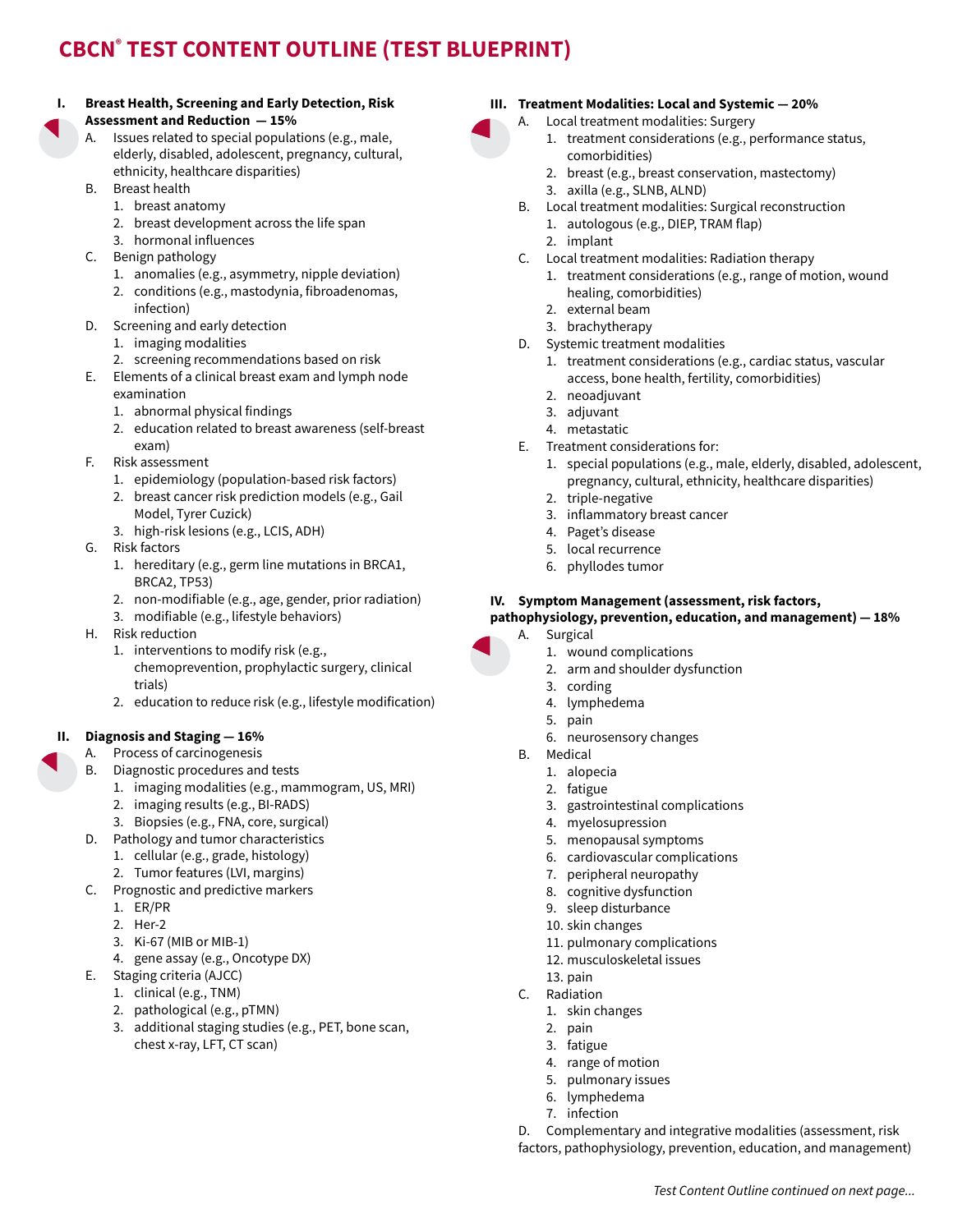# CBCN® TEST CONTENT OUTLINE (TEST BLUEPRINT)

## I. Breast Health, Screening and Early Detection, Risk Assessment and Reduction — 15%

A. Issues related to special populations (e.g., male, elderly, disabled, adolescent, pregnancy, cultural, ethnicity, healthcare disparities)

B. Breast health
   1. breast anatomy
   2. breast development across the life span
   3. hormonal influences

C. Benign pathology
   1. anomalies (e.g., asymmetry, nipple deviation)
   2. conditions (e.g., mastodynia, fibroadenomas, infection)

D. Screening and early detection
   1. imaging modalities
   2. screening recommendations based on risk

E. Elements of a clinical breast exam and lymph node examination
   1. abnormal physical findings
   2. education related to breast awareness (self-breast exam)

F. Risk assessment
   1. epidemiology (population-based risk factors)
   2. breast cancer risk prediction models (e.g., Gail Model, Tyrer Cuzick)
   3. high-risk lesions (e.g., LCIS, ADH)

G. Risk factors
   1. hereditary (e.g., germ line mutations in BRCA1, BRCA2, TP53)
   2. non-modifiable (e.g., age, gender, prior radiation)
   3. modifiable (e.g., lifestyle behaviors)

H. Risk reduction
   1. interventions to modify risk (e.g., chemoprevention, prophylactic surgery, clinical trials)
   2. education to reduce risk (e.g., lifestyle modification)

## II. Diagnosis and Staging — 16%

A. Process of carcinogenesis

B. Diagnostic procedures and tests
   1. imaging modalities (e.g., mammogram, US, MRI)
   2. imaging results (e.g., BI-RADS)
   3. Biopsies (e.g., FNA, core, surgical)

D. Pathology and tumor characteristics
   1. cellular (e.g., grade, histology)
   2. Tumor features (LVI, margins)

C. Prognostic and predictive markers
   1. ER/PR
   2. Her-2
   3. Ki-67 (MIB or MIB-1)
   4. gene assay (e.g., Oncotype DX)

E. Staging criteria (AJCC)
   1. clinical (e.g., TNM)
   2. pathological (e.g., pTMN)
   3. additional staging studies (e.g., PET, bone scan, chest x-ray, LFT, CT scan)

## III. Treatment Modalities: Local and Systemic — 20%

A. Local treatment modalities: Surgery
   1. treatment considerations (e.g., performance status, comorbidities)
   2. breast (e.g., breast conservation, mastectomy)
   3. axilla (e.g., SLNB, ALND)

B. Local treatment modalities: Surgical reconstruction
   1. autologous (e.g., DIEP, TRAM flap)
   2. implant

C. Local treatment modalities: Radiation therapy
   1. treatment considerations (e.g., range of motion, wound healing, comorbidities)
   2. external beam
   3. brachytherapy

D. Systemic treatment modalities
   1. treatment considerations (e.g., cardiac status, vascular access, bone health, fertility, comorbidities)
   2. neoadjuvant
   3. adjuvant
   4. metastatic

E. Treatment considerations for:
   1. special populations (e.g., male, elderly, disabled, adolescent, pregnancy, cultural, ethnicity, healthcare disparities)
   2. triple-negative
   3. inflammatory breast cancer
   4. Paget's disease
   5. local recurrence
   6. phyllodes tumor

## IV. Symptom Management (assessment, risk factors, pathophysiology, prevention, education, and management) — 18%

A. Surgical
   1. wound complications
   2. arm and shoulder dysfunction
   3. cording
   4. lymphedema
   5. pain
   6. neurosensory changes

B. Medical
   1. alopecia
   2. fatigue
   3. gastrointestinal complications
   4. myelosupression
   5. menopausal symptoms
   6. cardiovascular complications
   7. peripheral neuropathy
   8. cognitive dysfunction
   9. sleep disturbance
   10. skin changes
   11. pulmonary complications
   12. musculoskeletal issues
   13. pain

C. Radiation
   1. skin changes
   2. pain
   3. fatigue
   4. range of motion
   5. pulmonary issues
   6. lymphedema
   7. infection

D. Complementary and integrative modalities (assessment, risk factors, pathophysiology, prevention, education, and management)

*Test Content Outline continued on next page...*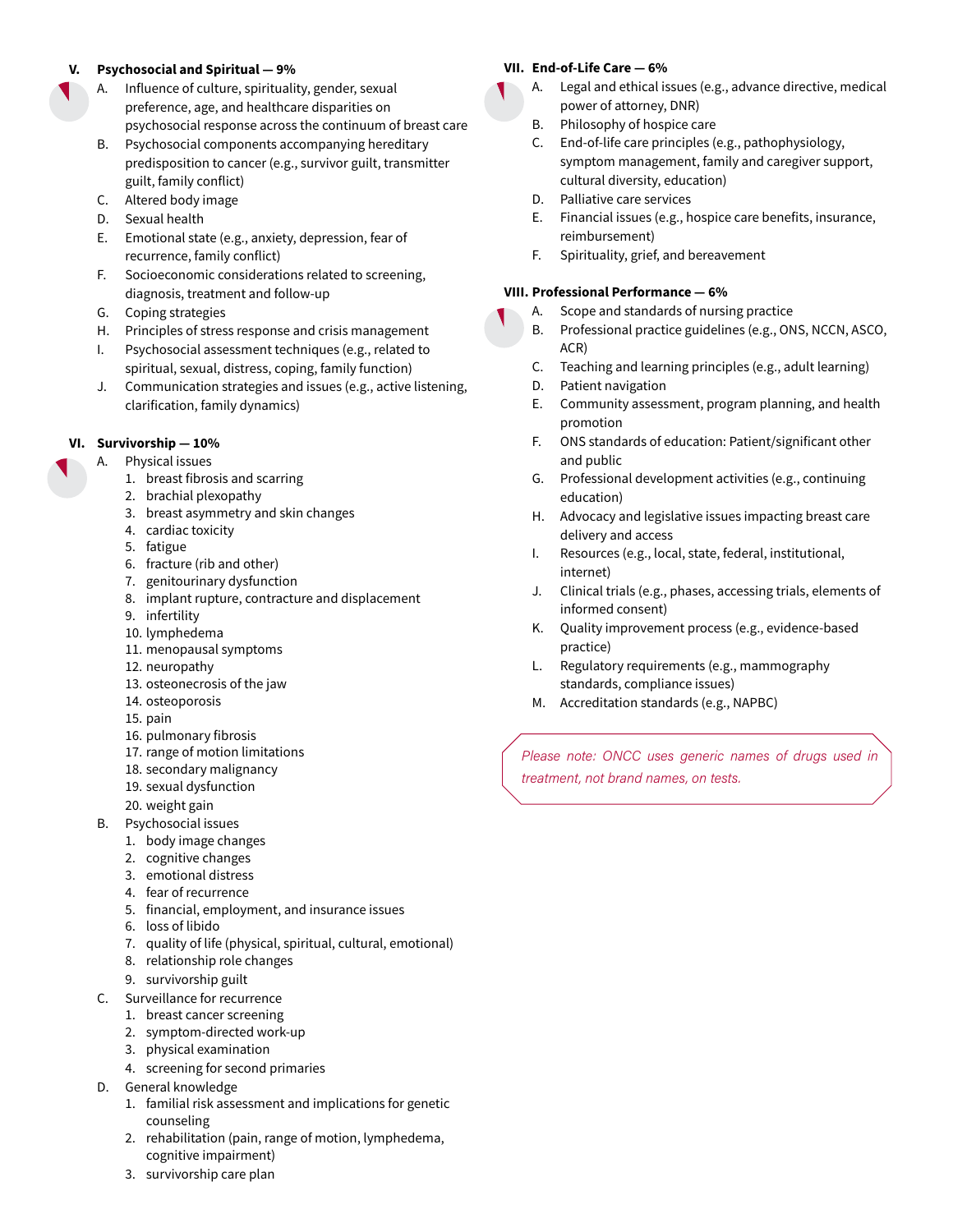## V. Psychosocial and Spiritual — 9%

A. Influence of culture, spirituality, gender, sexual preference, age, and healthcare disparities on psychosocial response across the continuum of breast care
B. Psychosocial components accompanying hereditary predisposition to cancer (e.g., survivor guilt, transmitter guilt, family conflict)
C. Altered body image
D. Sexual health
E. Emotional state (e.g., anxiety, depression, fear of recurrence, family conflict)
F. Socioeconomic considerations related to screening, diagnosis, treatment and follow-up
G. Coping strategies
H. Principles of stress response and crisis management
I. Psychosocial assessment techniques (e.g., related to spiritual, sexual, distress, coping, family function)
J. Communication strategies and issues (e.g., active listening, clarification, family dynamics)

## VI. Survivorship — 10%

A. Physical issues
   1. breast fibrosis and scarring
   2. brachial plexopathy
   3. breast asymmetry and skin changes
   4. cardiac toxicity
   5. fatigue
   6. fracture (rib and other)
   7. genitourinary dysfunction
   8. implant rupture, contracture and displacement
   9. infertility
   10. lymphedema
   11. menopausal symptoms
   12. neuropathy
   13. osteonecrosis of the jaw
   14. osteoporosis
   15. pain
   16. pulmonary fibrosis
   17. range of motion limitations
   18. secondary malignancy
   19. sexual dysfunction
   20. weight gain
B. Psychosocial issues
   1. body image changes
   2. cognitive changes
   3. emotional distress
   4. fear of recurrence
   5. financial, employment, and insurance issues
   6. loss of libido
   7. quality of life (physical, spiritual, cultural, emotional)
   8. relationship role changes
   9. survivorship guilt
C. Surveillance for recurrence
   1. breast cancer screening
   2. symptom-directed work-up
   3. physical examination
   4. screening for second primaries
D. General knowledge
   1. familial risk assessment and implications for genetic counseling
   2. rehabilitation (pain, range of motion, lymphedema, cognitive impairment)
   3. survivorship care plan

## VII. End-of-Life Care — 6%

A. Legal and ethical issues (e.g., advance directive, medical power of attorney, DNR)
B. Philosophy of hospice care
C. End-of-life care principles (e.g., pathophysiology, symptom management, family and caregiver support, cultural diversity, education)
D. Palliative care services
E. Financial issues (e.g., hospice care benefits, insurance, reimbursement)
F. Spirituality, grief, and bereavement

## VIII. Professional Performance — 6%

A. Scope and standards of nursing practice
B. Professional practice guidelines (e.g., ONS, NCCN, ASCO, ACR)
C. Teaching and learning principles (e.g., adult learning)
D. Patient navigation
E. Community assessment, program planning, and health promotion
F. ONS standards of education: Patient/significant other and public
G. Professional development activities (e.g., continuing education)
H. Advocacy and legislative issues impacting breast care delivery and access
I. Resources (e.g., local, state, federal, institutional, internet)
J. Clinical trials (e.g., phases, accessing trials, elements of informed consent)
K. Quality improvement process (e.g., evidence-based practice)
L. Regulatory requirements (e.g., mammography standards, compliance issues)
M. Accreditation standards (e.g., NAPBC)

*Please note: ONCC uses generic names of drugs used in treatment, not brand names, on tests.*